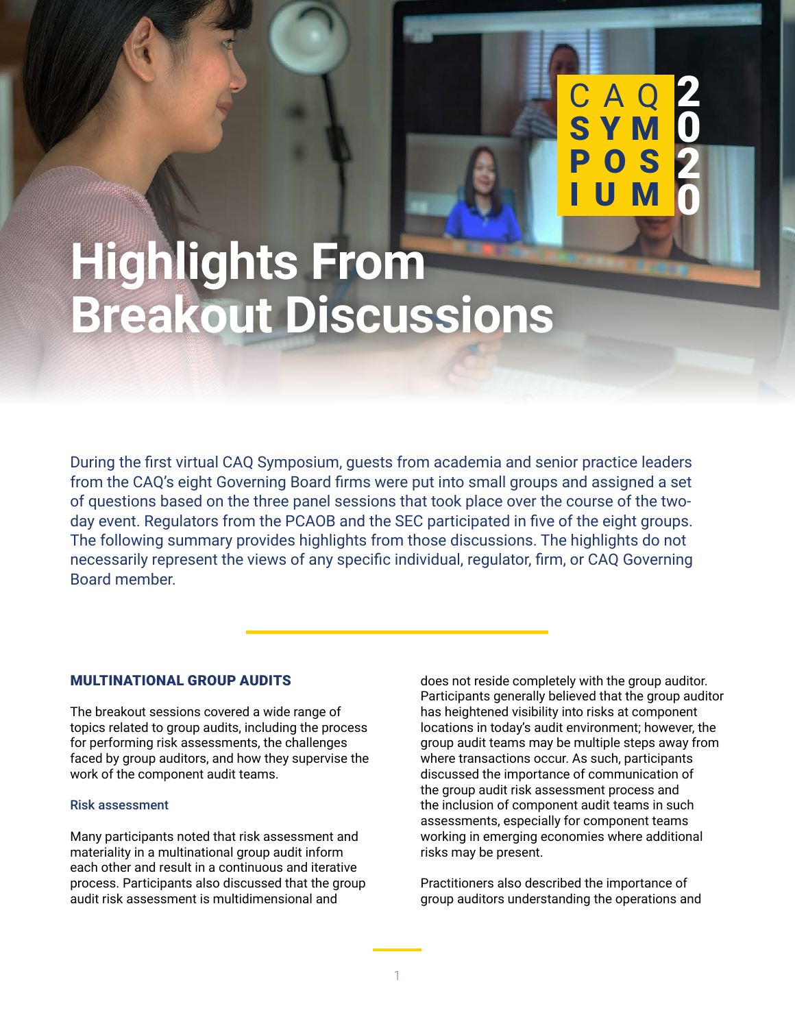CAQ SYMPOSIUM 2020

# Highlights From Breakout Discussions

During the first virtual CAQ Symposium, guests from academia and senior practice leaders from the CAQ's eight Governing Board firms were put into small groups and assigned a set of questions based on the three panel sessions that took place over the course of the two-day event. Regulators from the PCAOB and the SEC participated in five of the eight groups. The following summary provides highlights from those discussions. The highlights do not necessarily represent the views of any specific individual, regulator, firm, or CAQ Governing Board member.

## MULTINATIONAL GROUP AUDITS

The breakout sessions covered a wide range of topics related to group audits, including the process for performing risk assessments, the challenges faced by group auditors, and how they supervise the work of the component audit teams.

### Risk assessment

Many participants noted that risk assessment and materiality in a multinational group audit inform each other and result in a continuous and iterative process. Participants also discussed that the group audit risk assessment is multidimensional and does not reside completely with the group auditor. Participants generally believed that the group auditor has heightened visibility into risks at component locations in today's audit environment; however, the group audit teams may be multiple steps away from where transactions occur. As such, participants discussed the importance of communication of the group audit risk assessment process and the inclusion of component audit teams in such assessments, especially for component teams working in emerging economies where additional risks may be present.

Practitioners also described the importance of group auditors understanding the operations and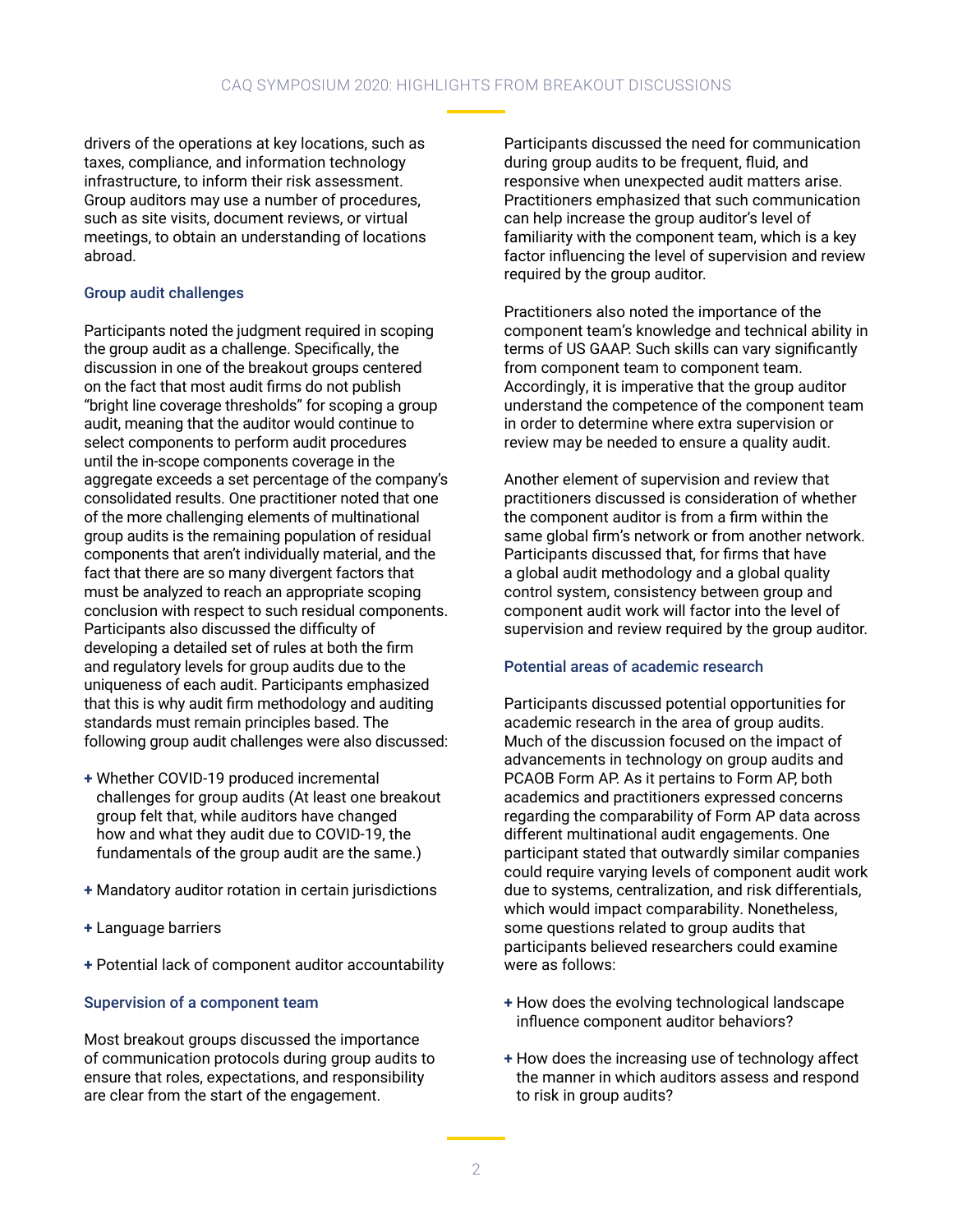drivers of the operations at key locations, such as taxes, compliance, and information technology infrastructure, to inform their risk assessment. Group auditors may use a number of procedures, such as site visits, document reviews, or virtual meetings, to obtain an understanding of locations abroad.

### Group audit challenges

Participants noted the judgment required in scoping the group audit as a challenge. Specifically, the discussion in one of the breakout groups centered on the fact that most audit firms do not publish "bright line coverage thresholds" for scoping a group audit, meaning that the auditor would continue to select components to perform audit procedures until the in-scope components coverage in the aggregate exceeds a set percentage of the company's consolidated results. One practitioner noted that one of the more challenging elements of multinational group audits is the remaining population of residual components that aren't individually material, and the fact that there are so many divergent factors that must be analyzed to reach an appropriate scoping conclusion with respect to such residual components. Participants also discussed the difficulty of developing a detailed set of rules at both the firm and regulatory levels for group audits due to the uniqueness of each audit. Participants emphasized that this is why audit firm methodology and auditing standards must remain principles based. The following group audit challenges were also discussed:

+ Whether COVID-19 produced incremental challenges for group audits (At least one breakout group felt that, while auditors have changed how and what they audit due to COVID-19, the fundamentals of the group audit are the same.)
+ Mandatory auditor rotation in certain jurisdictions
+ Language barriers
+ Potential lack of component auditor accountability

### Supervision of a component team

Most breakout groups discussed the importance of communication protocols during group audits to ensure that roles, expectations, and responsibility are clear from the start of the engagement.

Participants discussed the need for communication during group audits to be frequent, fluid, and responsive when unexpected audit matters arise. Practitioners emphasized that such communication can help increase the group auditor's level of familiarity with the component team, which is a key factor influencing the level of supervision and review required by the group auditor.

Practitioners also noted the importance of the component team's knowledge and technical ability in terms of US GAAP. Such skills can vary significantly from component team to component team. Accordingly, it is imperative that the group auditor understand the competence of the component team in order to determine where extra supervision or review may be needed to ensure a quality audit.

Another element of supervision and review that practitioners discussed is consideration of whether the component auditor is from a firm within the same global firm's network or from another network. Participants discussed that, for firms that have a global audit methodology and a global quality control system, consistency between group and component audit work will factor into the level of supervision and review required by the group auditor.

### Potential areas of academic research

Participants discussed potential opportunities for academic research in the area of group audits. Much of the discussion focused on the impact of advancements in technology on group audits and PCAOB Form AP. As it pertains to Form AP, both academics and practitioners expressed concerns regarding the comparability of Form AP data across different multinational audit engagements. One participant stated that outwardly similar companies could require varying levels of component audit work due to systems, centralization, and risk differentials, which would impact comparability. Nonetheless, some questions related to group audits that participants believed researchers could examine were as follows:

+ How does the evolving technological landscape influence component auditor behaviors?
+ How does the increasing use of technology affect the manner in which auditors assess and respond to risk in group audits?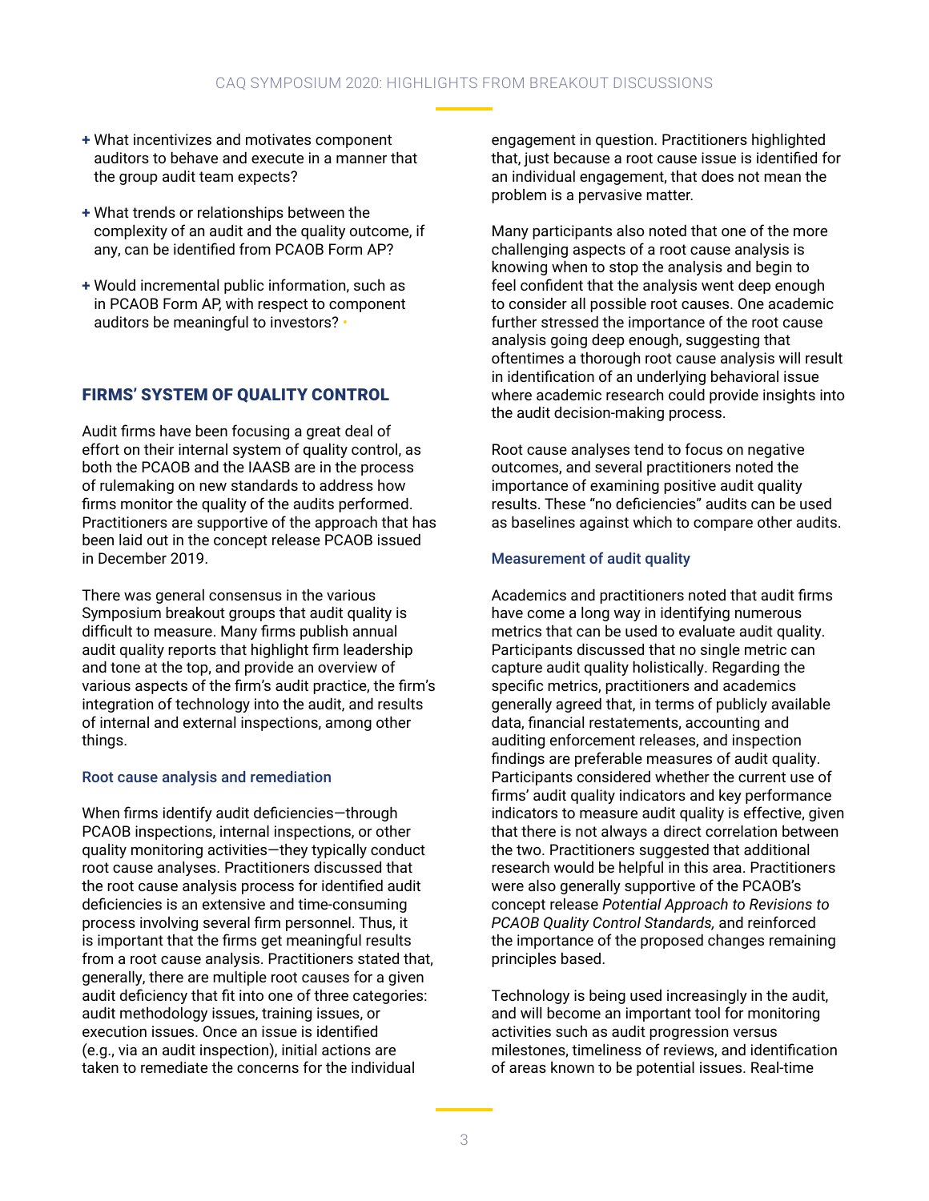- What incentivizes and motivates component auditors to behave and execute in a manner that the group audit team expects?
- What trends or relationships between the complexity of an audit and the quality outcome, if any, can be identified from PCAOB Form AP?
- Would incremental public information, such as in PCAOB Form AP, with respect to component auditors be meaningful to investors?

## FIRMS' SYSTEM OF QUALITY CONTROL

Audit firms have been focusing a great deal of effort on their internal system of quality control, as both the PCAOB and the IAASB are in the process of rulemaking on new standards to address how firms monitor the quality of the audits performed. Practitioners are supportive of the approach that has been laid out in the concept release PCAOB issued in December 2019.

There was general consensus in the various Symposium breakout groups that audit quality is difficult to measure. Many firms publish annual audit quality reports that highlight firm leadership and tone at the top, and provide an overview of various aspects of the firm's audit practice, the firm's integration of technology into the audit, and results of internal and external inspections, among other things.

### Root cause analysis and remediation

When firms identify audit deficiencies—through PCAOB inspections, internal inspections, or other quality monitoring activities—they typically conduct root cause analyses. Practitioners discussed that the root cause analysis process for identified audit deficiencies is an extensive and time-consuming process involving several firm personnel. Thus, it is important that the firms get meaningful results from a root cause analysis. Practitioners stated that, generally, there are multiple root causes for a given audit deficiency that fit into one of three categories: audit methodology issues, training issues, or execution issues. Once an issue is identified (e.g., via an audit inspection), initial actions are taken to remediate the concerns for the individual engagement in question. Practitioners highlighted that, just because a root cause issue is identified for an individual engagement, that does not mean the problem is a pervasive matter.

Many participants also noted that one of the more challenging aspects of a root cause analysis is knowing when to stop the analysis and begin to feel confident that the analysis went deep enough to consider all possible root causes. One academic further stressed the importance of the root cause analysis going deep enough, suggesting that oftentimes a thorough root cause analysis will result in identification of an underlying behavioral issue where academic research could provide insights into the audit decision-making process.

Root cause analyses tend to focus on negative outcomes, and several practitioners noted the importance of examining positive audit quality results. These "no deficiencies" audits can be used as baselines against which to compare other audits.

### Measurement of audit quality

Academics and practitioners noted that audit firms have come a long way in identifying numerous metrics that can be used to evaluate audit quality. Participants discussed that no single metric can capture audit quality holistically. Regarding the specific metrics, practitioners and academics generally agreed that, in terms of publicly available data, financial restatements, accounting and auditing enforcement releases, and inspection findings are preferable measures of audit quality. Participants considered whether the current use of firms' audit quality indicators and key performance indicators to measure audit quality is effective, given that there is not always a direct correlation between the two. Practitioners suggested that additional research would be helpful in this area. Practitioners were also generally supportive of the PCAOB's concept release *Potential Approach to Revisions to PCAOB Quality Control Standards,* and reinforced the importance of the proposed changes remaining principles based.

Technology is being used increasingly in the audit, and will become an important tool for monitoring activities such as audit progression versus milestones, timeliness of reviews, and identification of areas known to be potential issues. Real-time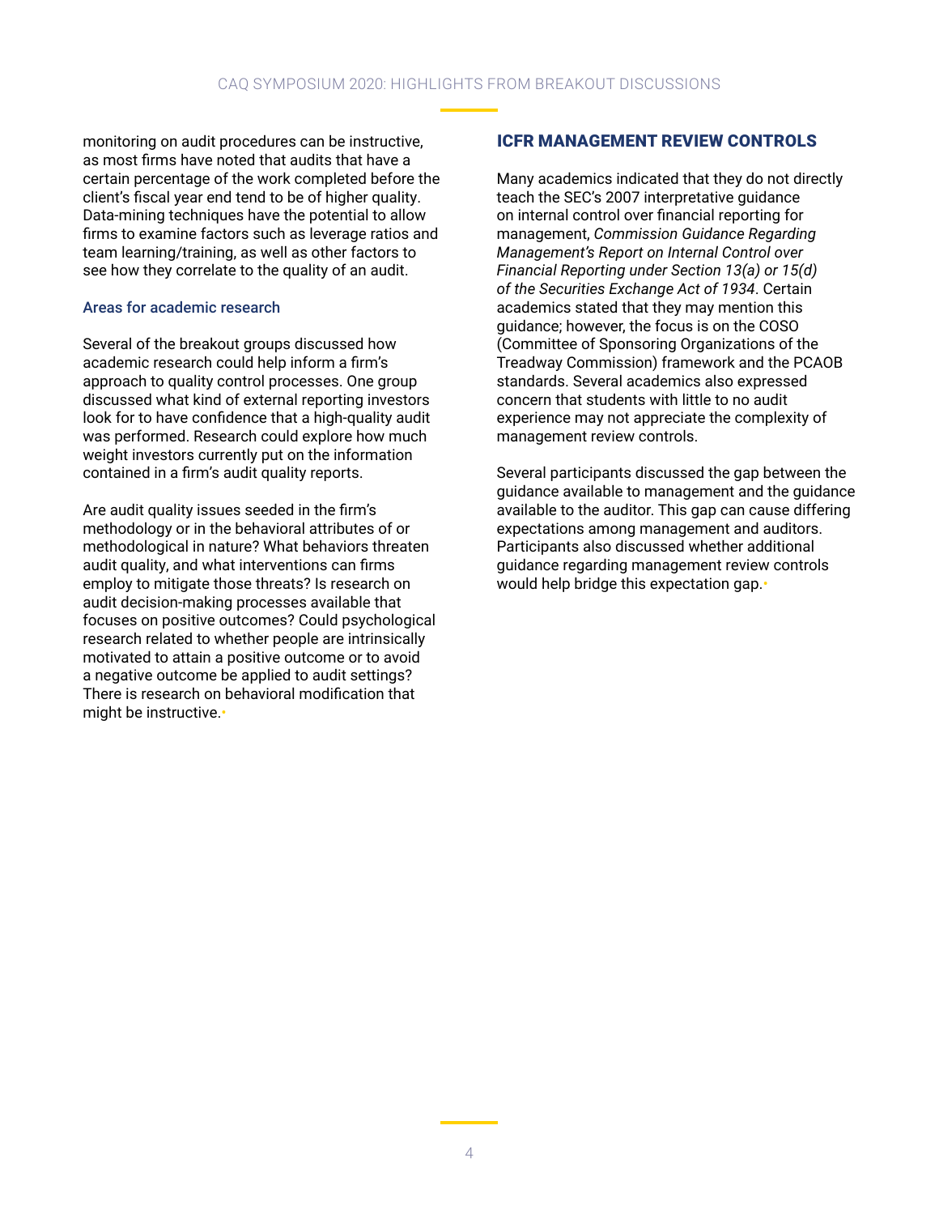monitoring on audit procedures can be instructive, as most firms have noted that audits that have a certain percentage of the work completed before the client's fiscal year end tend to be of higher quality. Data-mining techniques have the potential to allow firms to examine factors such as leverage ratios and team learning/training, as well as other factors to see how they correlate to the quality of an audit.

### Areas for academic research

Several of the breakout groups discussed how academic research could help inform a firm's approach to quality control processes. One group discussed what kind of external reporting investors look for to have confidence that a high-quality audit was performed. Research could explore how much weight investors currently put on the information contained in a firm's audit quality reports.

Are audit quality issues seeded in the firm's methodology or in the behavioral attributes of or methodological in nature? What behaviors threaten audit quality, and what interventions can firms employ to mitigate those threats? Is research on audit decision-making processes available that focuses on positive outcomes? Could psychological research related to whether people are intrinsically motivated to attain a positive outcome or to avoid a negative outcome be applied to audit settings? There is research on behavioral modification that might be instructive.

## ICFR MANAGEMENT REVIEW CONTROLS

Many academics indicated that they do not directly teach the SEC's 2007 interpretative guidance on internal control over financial reporting for management, *Commission Guidance Regarding Management's Report on Internal Control over Financial Reporting under Section 13(a) or 15(d) of the Securities Exchange Act of 1934*. Certain academics stated that they may mention this guidance; however, the focus is on the COSO (Committee of Sponsoring Organizations of the Treadway Commission) framework and the PCAOB standards. Several academics also expressed concern that students with little to no audit experience may not appreciate the complexity of management review controls.

Several participants discussed the gap between the guidance available to management and the guidance available to the auditor. This gap can cause differing expectations among management and auditors. Participants also discussed whether additional guidance regarding management review controls would help bridge this expectation gap.